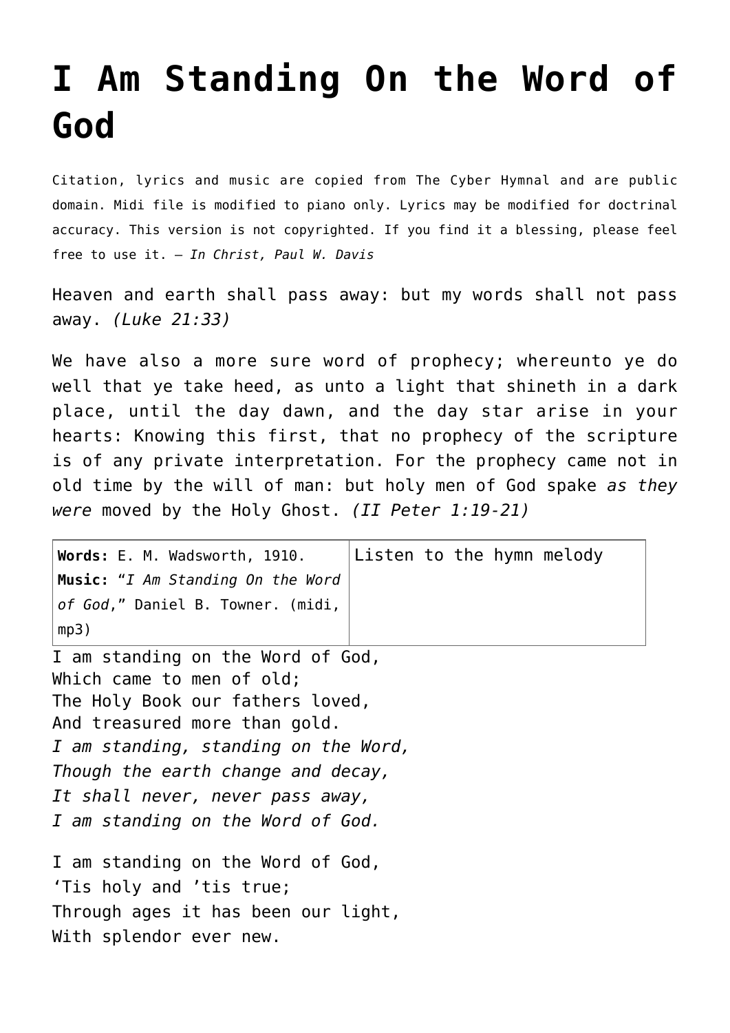# I Am Standing On the Word of God

Citation, lyrics and music are copied from The Cyber Hymnal and are public domain. Midi file is modified to piano only. Lyrics may be modified for doctrinal accuracy. This version is not copyrighted. If you find it a blessing, please feel free to use it. — *In Christ, Paul W. Davis*

Heaven and earth shall pass away: but my words shall not pass away. *(Luke 21:33)*

We have also a more sure word of prophecy; whereunto ye do well that ye take heed, as unto a light that shineth in a dark place, until the day dawn, and the day star arise in your hearts: Knowing this first, that no prophecy of the scripture is of any private interpretation. For the prophecy came not in old time by the will of man: but holy men of God spake *as they were* moved by the Holy Ghost. *(II Peter 1:19-21)*

| **Words:** E. M. Wadsworth, 1910. **Music:** "*I Am Standing On the Word of God*," Daniel B. Towner. (midi, mp3) | Listen to the hymn melody |
|---|---|

I am standing on the Word of God,
Which came to men of old;
The Holy Book our fathers loved,
And treasured more than gold.
*I am standing, standing on the Word,*
*Though the earth change and decay,*
*It shall never, never pass away,*
*I am standing on the Word of God.*

I am standing on the Word of God,
'Tis holy and 'tis true;
Through ages it has been our light,
With splendor ever new.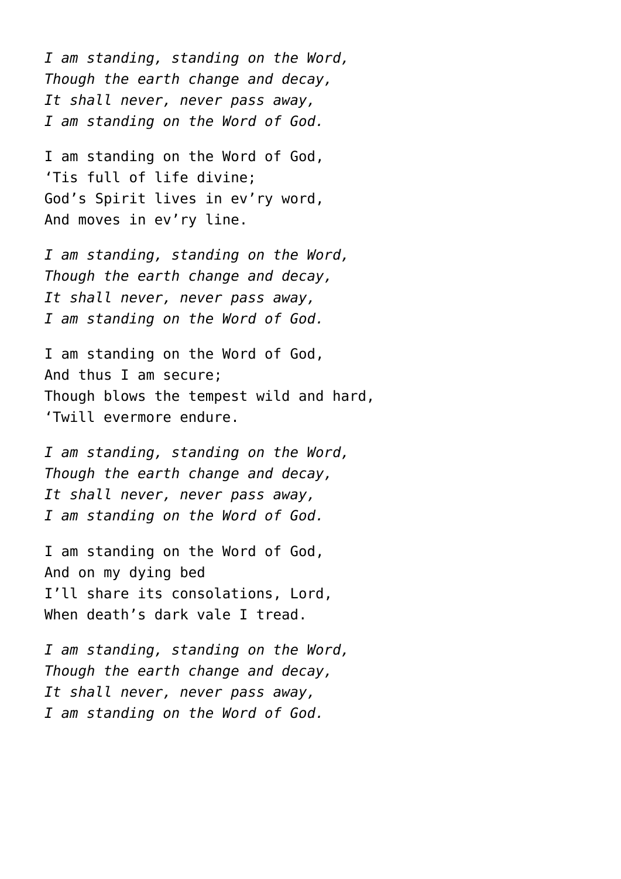*I am standing, standing on the Word,*
*Though the earth change and decay,*
*It shall never, never pass away,*
*I am standing on the Word of God.*

I am standing on the Word of God,
'Tis full of life divine;
God's Spirit lives in ev'ry word,
And moves in ev'ry line.

*I am standing, standing on the Word,*
*Though the earth change and decay,*
*It shall never, never pass away,*
*I am standing on the Word of God.*

I am standing on the Word of God,
And thus I am secure;
Though blows the tempest wild and hard,
'Twill evermore endure.

*I am standing, standing on the Word,*
*Though the earth change and decay,*
*It shall never, never pass away,*
*I am standing on the Word of God.*

I am standing on the Word of God,
And on my dying bed
I'll share its consolations, Lord,
When death's dark vale I tread.

*I am standing, standing on the Word,*
*Though the earth change and decay,*
*It shall never, never pass away,*
*I am standing on the Word of God.*